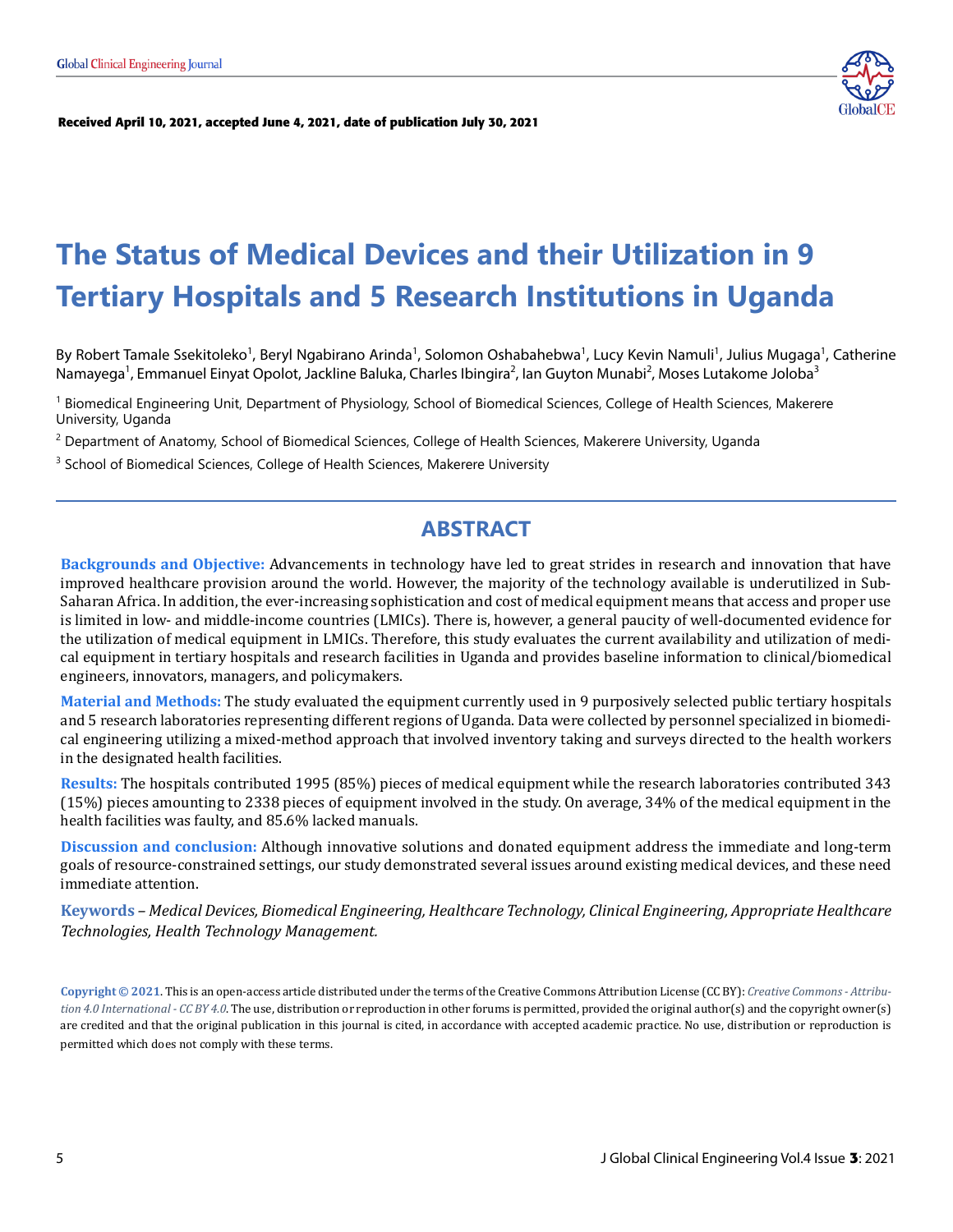Received April 10, 2021, accepted June 4, 2021, date of publication July 30, 2021

# The Status of Medical Devices and their Utilization in 9 Tertiary Hospitals and 5 Research Institutions in Uganda

By Robert Tamale Ssekitoleko[1], Beryl Ngabirano Arinda[1], Solomon Oshabahebwa[1], Lucy Kevin Namuli[1], Julius Mugaga[1], Catherine Namayega[1], Emmanuel Einyat Opolot, Jackline Baluka, Charles Ibingira[2], Ian Guyton Munabi[2], Moses Lutakome Joloba[3]

[1] Biomedical Engineering Unit, Department of Physiology, School of Biomedical Sciences, College of Health Sciences, Makerere University, Uganda

[2] Department of Anatomy, School of Biomedical Sciences, College of Health Sciences, Makerere University, Uganda

[3] School of Biomedical Sciences, College of Health Sciences, Makerere University

## ABSTRACT

**Backgrounds and Objective:** Advancements in technology have led to great strides in research and innovation that have improved healthcare provision around the world. However, the majority of the technology available is underutilized in Sub-Saharan Africa. In addition, the ever-increasing sophistication and cost of medical equipment means that access and proper use is limited in low- and middle-income countries (LMICs). There is, however, a general paucity of well-documented evidence for the utilization of medical equipment in LMICs. Therefore, this study evaluates the current availability and utilization of medical equipment in tertiary hospitals and research facilities in Uganda and provides baseline information to clinical/biomedical engineers, innovators, managers, and policymakers.

**Material and Methods:** The study evaluated the equipment currently used in 9 purposively selected public tertiary hospitals and 5 research laboratories representing different regions of Uganda. Data were collected by personnel specialized in biomedical engineering utilizing a mixed-method approach that involved inventory taking and surveys directed to the health workers in the designated health facilities.

**Results:** The hospitals contributed 1995 (85%) pieces of medical equipment while the research laboratories contributed 343 (15%) pieces amounting to 2338 pieces of equipment involved in the study. On average, 34% of the medical equipment in the health facilities was faulty, and 85.6% lacked manuals.

**Discussion and conclusion:** Although innovative solutions and donated equipment address the immediate and long-term goals of resource-constrained settings, our study demonstrated several issues around existing medical devices, and these need immediate attention.

**Keywords** – *Medical Devices, Biomedical Engineering, Healthcare Technology, Clinical Engineering, Appropriate Healthcare Technologies, Health Technology Management.*

**Copyright © 2021.** This is an open-access article distributed under the terms of the Creative Commons Attribution License (CC BY): *Creative Commons - Attribution 4.0 International - CC BY 4.0*. The use, distribution or reproduction in other forums is permitted, provided the original author(s) and the copyright owner(s) are credited and that the original publication in this journal is cited, in accordance with accepted academic practice. No use, distribution or reproduction is permitted which does not comply with these terms.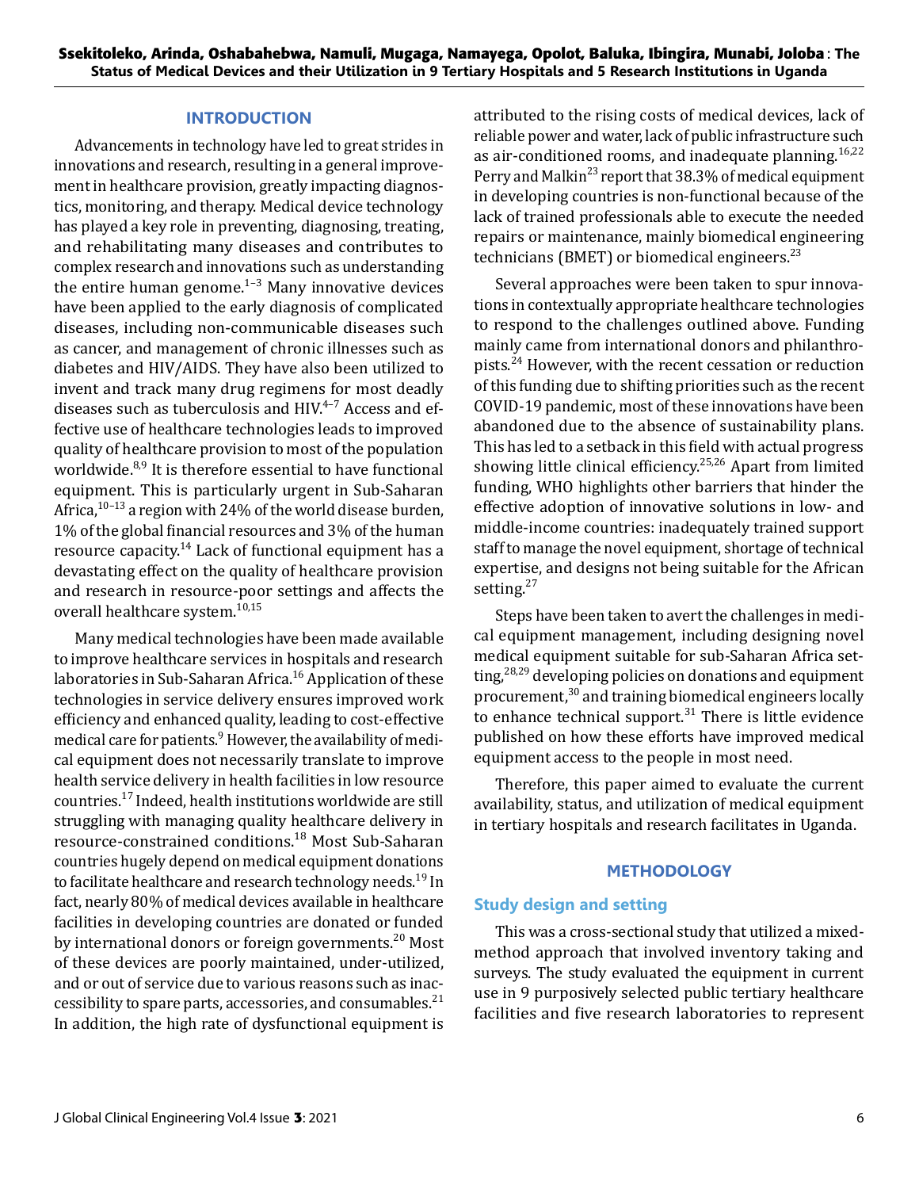## INTRODUCTION

Advancements in technology have led to great strides in innovations and research, resulting in a general improvement in healthcare provision, greatly impacting diagnostics, monitoring, and therapy. Medical device technology has played a key role in preventing, diagnosing, treating, and rehabilitating many diseases and contributes to complex research and innovations such as understanding the entire human genome.[1–3] Many innovative devices have been applied to the early diagnosis of complicated diseases, including non-communicable diseases such as cancer, and management of chronic illnesses such as diabetes and HIV/AIDS. They have also been utilized to invent and track many drug regimens for most deadly diseases such as tuberculosis and HIV.[4–7] Access and effective use of healthcare technologies leads to improved quality of healthcare provision to most of the population worldwide.[8,9] It is therefore essential to have functional equipment. This is particularly urgent in Sub-Saharan Africa,[10–13] a region with 24% of the world disease burden, 1% of the global financial resources and 3% of the human resource capacity.[14] Lack of functional equipment has a devastating effect on the quality of healthcare provision and research in resource-poor settings and affects the overall healthcare system.[10,15]

Many medical technologies have been made available to improve healthcare services in hospitals and research laboratories in Sub-Saharan Africa.[16] Application of these technologies in service delivery ensures improved work efficiency and enhanced quality, leading to cost-effective medical care for patients.[9] However, the availability of medical equipment does not necessarily translate to improve health service delivery in health facilities in low resource countries.[17] Indeed, health institutions worldwide are still struggling with managing quality healthcare delivery in resource-constrained conditions.[18] Most Sub-Saharan countries hugely depend on medical equipment donations to facilitate healthcare and research technology needs.[19] In fact, nearly 80% of medical devices available in healthcare facilities in developing countries are donated or funded by international donors or foreign governments.[20] Most of these devices are poorly maintained, under-utilized, and or out of service due to various reasons such as inaccessibility to spare parts, accessories, and consumables.[21] In addition, the high rate of dysfunctional equipment is attributed to the rising costs of medical devices, lack of reliable power and water, lack of public infrastructure such as air-conditioned rooms, and inadequate planning.[16,22] Perry and Malkin[23] report that 38.3% of medical equipment in developing countries is non-functional because of the lack of trained professionals able to execute the needed repairs or maintenance, mainly biomedical engineering technicians (BMET) or biomedical engineers.[23]

Several approaches were been taken to spur innovations in contextually appropriate healthcare technologies to respond to the challenges outlined above. Funding mainly came from international donors and philanthropists.[24] However, with the recent cessation or reduction of this funding due to shifting priorities such as the recent COVID-19 pandemic, most of these innovations have been abandoned due to the absence of sustainability plans. This has led to a setback in this field with actual progress showing little clinical efficiency.[25,26] Apart from limited funding, WHO highlights other barriers that hinder the effective adoption of innovative solutions in low- and middle-income countries: inadequately trained support staff to manage the novel equipment, shortage of technical expertise, and designs not being suitable for the African setting.[27]

Steps have been taken to avert the challenges in medical equipment management, including designing novel medical equipment suitable for sub-Saharan Africa setting,[28,29] developing policies on donations and equipment procurement,[30] and training biomedical engineers locally to enhance technical support.[31] There is little evidence published on how these efforts have improved medical equipment access to the people in most need.

Therefore, this paper aimed to evaluate the current availability, status, and utilization of medical equipment in tertiary hospitals and research facilitates in Uganda.

## METHODOLOGY

### Study design and setting

This was a cross-sectional study that utilized a mixed-method approach that involved inventory taking and surveys. The study evaluated the equipment in current use in 9 purposively selected public tertiary healthcare facilities and five research laboratories to represent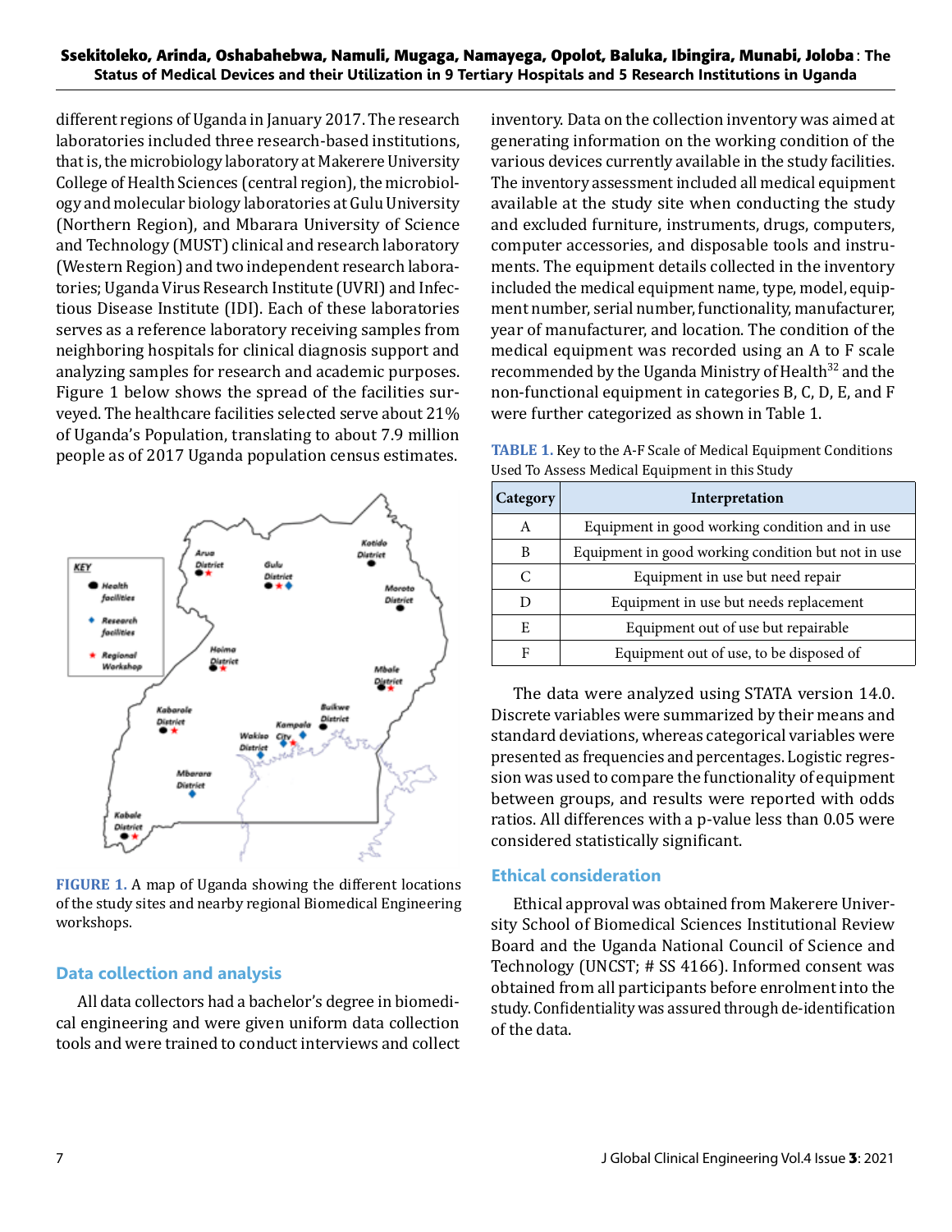different regions of Uganda in January 2017. The research laboratories included three research-based institutions, that is, the microbiology laboratory at Makerere University College of Health Sciences (central region), the microbiology and molecular biology laboratories at Gulu University (Northern Region), and Mbarara University of Science and Technology (MUST) clinical and research laboratory (Western Region) and two independent research laboratories; Uganda Virus Research Institute (UVRI) and Infectious Disease Institute (IDI). Each of these laboratories serves as a reference laboratory receiving samples from neighboring hospitals for clinical diagnosis support and analyzing samples for research and academic purposes. Figure 1 below shows the spread of the facilities surveyed. The healthcare facilities selected serve about 21% of Uganda's Population, translating to about 7.9 million people as of 2017 Uganda population census estimates.

**FIGURE 1.** A map of Uganda showing the different locations of the study sites and nearby regional Biomedical Engineering workshops.

## Data collection and analysis

All data collectors had a bachelor's degree in biomedical engineering and were given uniform data collection tools and were trained to conduct interviews and collect inventory. Data on the collection inventory was aimed at generating information on the working condition of the various devices currently available in the study facilities. The inventory assessment included all medical equipment available at the study site when conducting the study and excluded furniture, instruments, drugs, computers, computer accessories, and disposable tools and instruments. The equipment details collected in the inventory included the medical equipment name, type, model, equipment number, serial number, functionality, manufacturer, year of manufacturer, and location. The condition of the medical equipment was recorded using an A to F scale recommended by the Uganda Ministry of Health[32] and the non-functional equipment in categories B, C, D, E, and F were further categorized as shown in Table 1.

**TABLE 1.** Key to the A-F Scale of Medical Equipment Conditions Used To Assess Medical Equipment in this Study

| Category | Interpretation |
| --- | --- |
| A | Equipment in good working condition and in use |
| B | Equipment in good working condition but not in use |
| C | Equipment in use but need repair |
| D | Equipment in use but needs replacement |
| E | Equipment out of use but repairable |
| F | Equipment out of use, to be disposed of |

The data were analyzed using STATA version 14.0. Discrete variables were summarized by their means and standard deviations, whereas categorical variables were presented as frequencies and percentages. Logistic regression was used to compare the functionality of equipment between groups, and results were reported with odds ratios. All differences with a p-value less than 0.05 were considered statistically significant.

## Ethical consideration

Ethical approval was obtained from Makerere University School of Biomedical Sciences Institutional Review Board and the Uganda National Council of Science and Technology (UNCST; # SS 4166). Informed consent was obtained from all participants before enrolment into the study. Confidentiality was assured through de-identification of the data.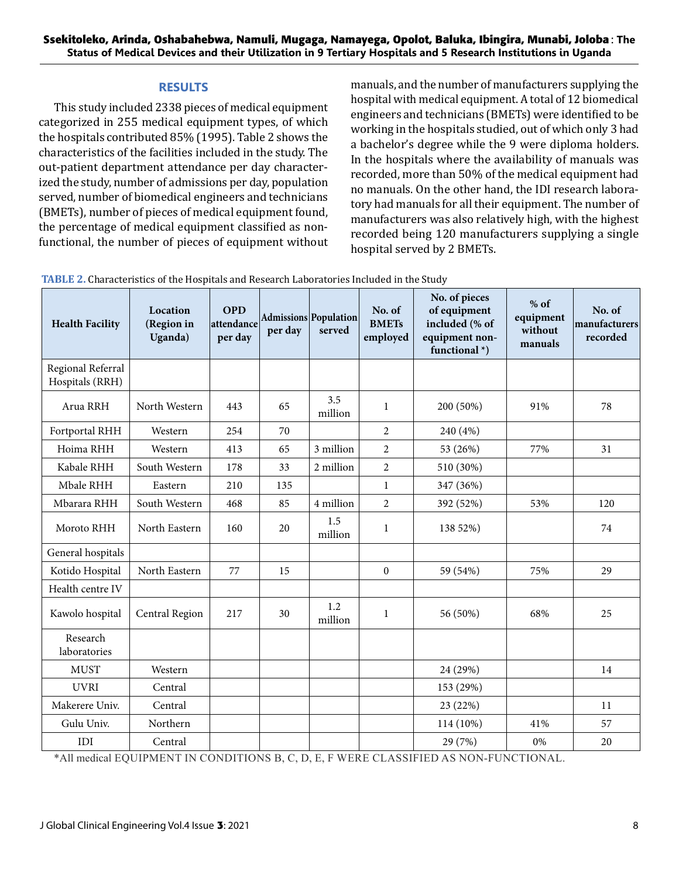## RESULTS

This study included 2338 pieces of medical equipment categorized in 255 medical equipment types, of which the hospitals contributed 85% (1995). Table 2 shows the characteristics of the facilities included in the study. The out-patient department attendance per day characterized the study, number of admissions per day, population served, number of biomedical engineers and technicians (BMETs), number of pieces of medical equipment found, the percentage of medical equipment classified as non-functional, the number of pieces of equipment without manuals, and the number of manufacturers supplying the hospital with medical equipment. A total of 12 biomedical engineers and technicians (BMETs) were identified to be working in the hospitals studied, out of which only 3 had a bachelor's degree while the 9 were diploma holders. In the hospitals where the availability of manuals was recorded, more than 50% of the medical equipment had no manuals. On the other hand, the IDI research laboratory had manuals for all their equipment. The number of manufacturers was also relatively high, with the highest recorded being 120 manufacturers supplying a single hospital served by 2 BMETs.

**TABLE 2.** Characteristics of the Hospitals and Research Laboratories Included in the Study

| Health Facility | Location (Region in Uganda) | OPD attendance per day | Admissions per day | Population served | No. of BMETs employed | No. of pieces of equipment included (% of equipment non-functional *) | % of equipment without manuals | No. of manufacturers recorded |
|---|---|---|---|---|---|---|---|---|
| Regional Referral Hospitals (RRH) | | | | | | | | |
| Arua RRH | North Western | 443 | 65 | 3.5 million | 1 | 200 (50%) | 91% | 78 |
| Fortportal RHH | Western | 254 | 70 | | 2 | 240 (4%) | | |
| Hoima RHH | Western | 413 | 65 | 3 million | 2 | 53 (26%) | 77% | 31 |
| Kabale RHH | South Western | 178 | 33 | 2 million | 2 | 510 (30%) | | |
| Mbale RHH | Eastern | 210 | 135 | | 1 | 347 (36%) | | |
| Mbarara RHH | South Western | 468 | 85 | 4 million | 2 | 392 (52%) | 53% | 120 |
| Moroto RHH | North Eastern | 160 | 20 | 1.5 million | 1 | 138 52%) | | 74 |
| General hospitals | | | | | | | | |
| Kotido Hospital | North Eastern | 77 | 15 | | 0 | 59 (54%) | 75% | 29 |
| Health centre IV | | | | | | | | |
| Kawolo hospital | Central Region | 217 | 30 | 1.2 million | 1 | 56 (50%) | 68% | 25 |
| Research laboratories | | | | | | | | |
| MUST | Western | | | | | 24 (29%) | | 14 |
| UVRI | Central | | | | | 153 (29%) | | |
| Makerere Univ. | Central | | | | | 23 (22%) | | 11 |
| Gulu Univ. | Northern | | | | | 114 (10%) | 41% | 57 |
| IDI | Central | | | | | 29 (7%) | 0% | 20 |

*All medical EQUIPMENT IN CONDITIONS B, C, D, E, F WERE CLASSIFIED AS NON-FUNCTIONAL.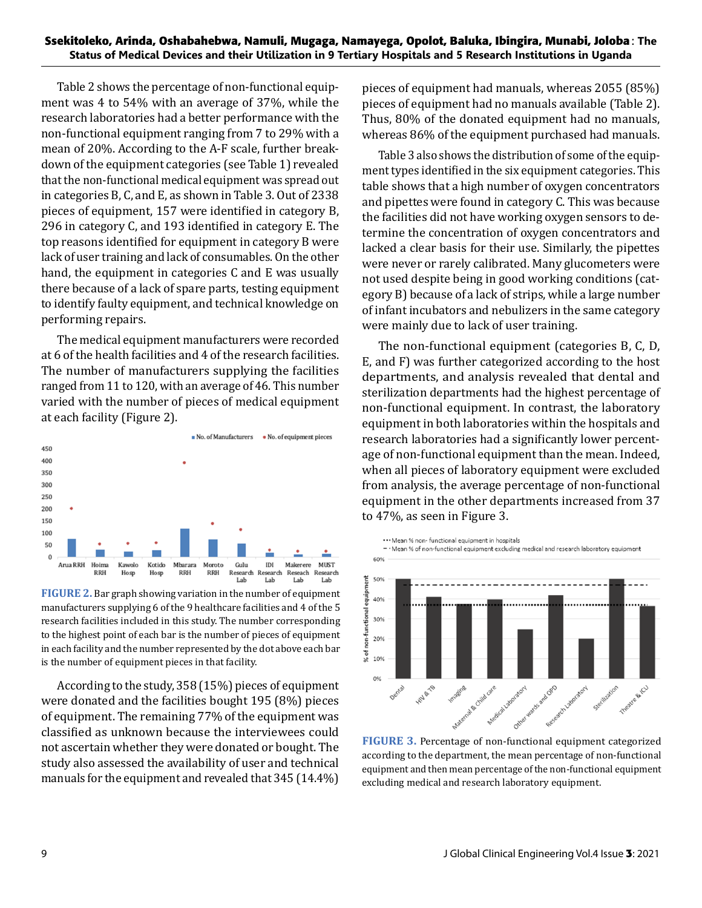Table 2 shows the percentage of non-functional equipment was 4 to 54% with an average of 37%, while the research laboratories had a better performance with the non-functional equipment ranging from 7 to 29% with a mean of 20%. According to the A-F scale, further breakdown of the equipment categories (see Table 1) revealed that the non-functional medical equipment was spread out in categories B, C, and E, as shown in Table 3. Out of 2338 pieces of equipment, 157 were identified in category B, 296 in category C, and 193 identified in category E. The top reasons identified for equipment in category B were lack of user training and lack of consumables. On the other hand, the equipment in categories C and E was usually there because of a lack of spare parts, testing equipment to identify faulty equipment, and technical knowledge on performing repairs.

The medical equipment manufacturers were recorded at 6 of the health facilities and 4 of the research facilities. The number of manufacturers supplying the facilities ranged from 11 to 120, with an average of 46. This number varied with the number of pieces of medical equipment at each facility (Figure 2).

**FIGURE 2.** Bar graph showing variation in the number of equipment manufacturers supplying 6 of the 9 healthcare facilities and 4 of the 5 research facilities included in this study. The number corresponding to the highest point of each bar is the number of pieces of equipment in each facility and the number represented by the dot above each bar is the number of equipment pieces in that facility.

According to the study, 358 (15%) pieces of equipment were donated and the facilities bought 195 (8%) pieces of equipment. The remaining 77% of the equipment was classified as unknown because the interviewees could not ascertain whether they were donated or bought. The study also assessed the availability of user and technical manuals for the equipment and revealed that 345 (14.4%) pieces of equipment had manuals, whereas 2055 (85%) pieces of equipment had no manuals available (Table 2). Thus, 80% of the donated equipment had no manuals, whereas 86% of the equipment purchased had manuals.

Table 3 also shows the distribution of some of the equipment types identified in the six equipment categories. This table shows that a high number of oxygen concentrators and pipettes were found in category C. This was because the facilities did not have working oxygen sensors to determine the concentration of oxygen concentrators and lacked a clear basis for their use. Similarly, the pipettes were never or rarely calibrated. Many glucometers were not used despite being in good working conditions (category B) because of a lack of strips, while a large number of infant incubators and nebulizers in the same category were mainly due to lack of user training.

The non-functional equipment (categories B, C, D, E, and F) was further categorized according to the host departments, and analysis revealed that dental and sterilization departments had the highest percentage of non-functional equipment. In contrast, the laboratory equipment in both laboratories within the hospitals and research laboratories had a significantly lower percentage of non-functional equipment than the mean. Indeed, when all pieces of laboratory equipment were excluded from analysis, the average percentage of non-functional equipment in the other departments increased from 37 to 47%, as seen in Figure 3.

**FIGURE 3.** Percentage of non-functional equipment categorized according to the department, the mean percentage of non-functional equipment and then mean percentage of the non-functional equipment excluding medical and research laboratory equipment.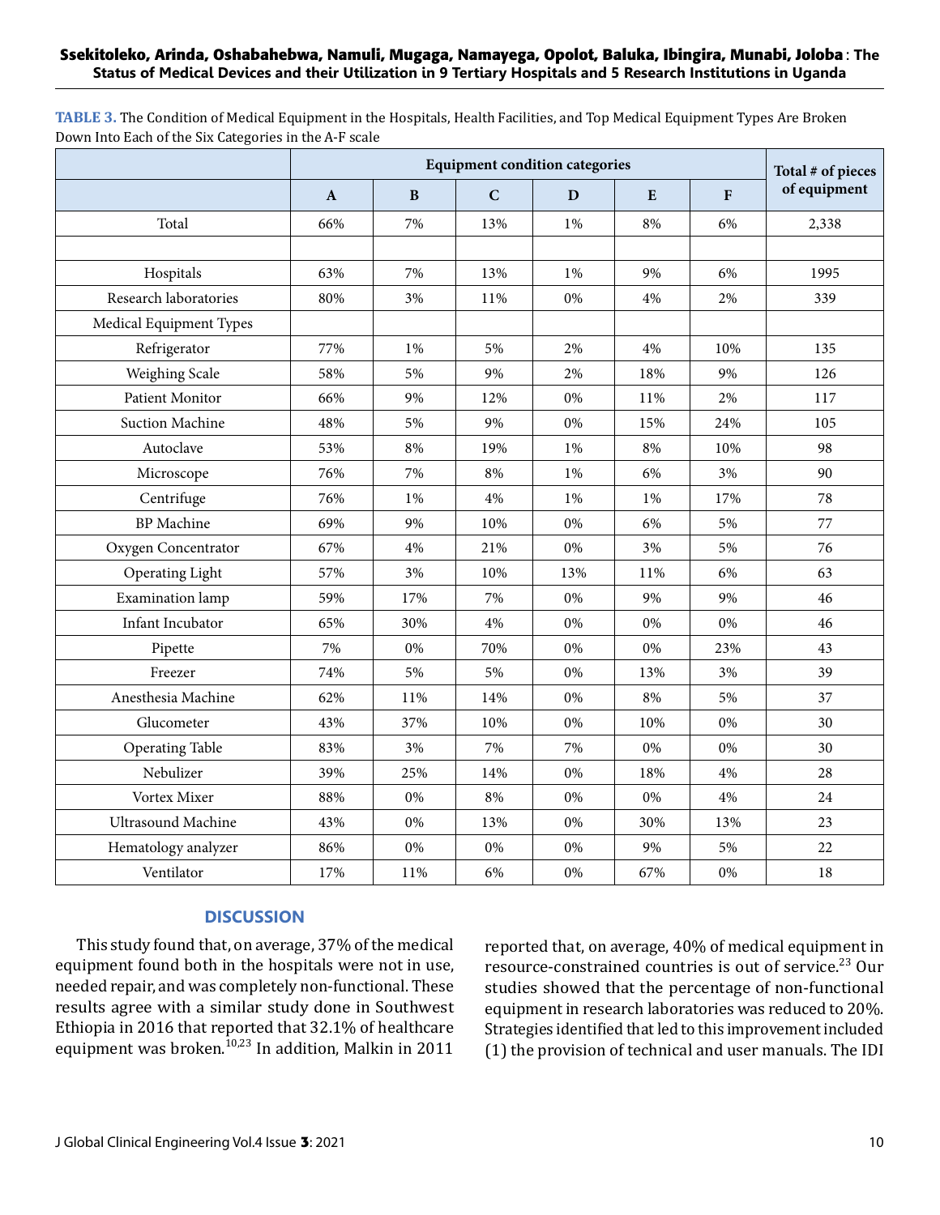**TABLE 3.** The Condition of Medical Equipment in the Hospitals, Health Facilities, and Top Medical Equipment Types Are Broken Down Into Each of the Six Categories in the A-F scale

| | Equipment condition categories | | | | | | Total # of pieces of equipment |
|---|---|---|---|---|---|---|---|
| | A | B | C | D | E | F | |
| Total | 66% | 7% | 13% | 1% | 8% | 6% | 2,338 |
| | | | | | | | |
| Hospitals | 63% | 7% | 13% | 1% | 9% | 6% | 1995 |
| Research laboratories | 80% | 3% | 11% | 0% | 4% | 2% | 339 |
| Medical Equipment Types | | | | | | | |
| Refrigerator | 77% | 1% | 5% | 2% | 4% | 10% | 135 |
| Weighing Scale | 58% | 5% | 9% | 2% | 18% | 9% | 126 |
| Patient Monitor | 66% | 9% | 12% | 0% | 11% | 2% | 117 |
| Suction Machine | 48% | 5% | 9% | 0% | 15% | 24% | 105 |
| Autoclave | 53% | 8% | 19% | 1% | 8% | 10% | 98 |
| Microscope | 76% | 7% | 8% | 1% | 6% | 3% | 90 |
| Centrifuge | 76% | 1% | 4% | 1% | 1% | 17% | 78 |
| BP Machine | 69% | 9% | 10% | 0% | 6% | 5% | 77 |
| Oxygen Concentrator | 67% | 4% | 21% | 0% | 3% | 5% | 76 |
| Operating Light | 57% | 3% | 10% | 13% | 11% | 6% | 63 |
| Examination lamp | 59% | 17% | 7% | 0% | 9% | 9% | 46 |
| Infant Incubator | 65% | 30% | 4% | 0% | 0% | 0% | 46 |
| Pipette | 7% | 0% | 70% | 0% | 0% | 23% | 43 |
| Freezer | 74% | 5% | 5% | 0% | 13% | 3% | 39 |
| Anesthesia Machine | 62% | 11% | 14% | 0% | 8% | 5% | 37 |
| Glucometer | 43% | 37% | 10% | 0% | 10% | 0% | 30 |
| Operating Table | 83% | 3% | 7% | 7% | 0% | 0% | 30 |
| Nebulizer | 39% | 25% | 14% | 0% | 18% | 4% | 28 |
| Vortex Mixer | 88% | 0% | 8% | 0% | 0% | 4% | 24 |
| Ultrasound Machine | 43% | 0% | 13% | 0% | 30% | 13% | 23 |
| Hematology analyzer | 86% | 0% | 0% | 0% | 9% | 5% | 22 |
| Ventilator | 17% | 11% | 6% | 0% | 67% | 0% | 18 |

## DISCUSSION

This study found that, on average, 37% of the medical equipment found both in the hospitals were not in use, needed repair, and was completely non-functional. These results agree with a similar study done in Southwest Ethiopia in 2016 that reported that 32.1% of healthcare equipment was broken.[10,23] In addition, Malkin in 2011 reported that, on average, 40% of medical equipment in resource-constrained countries is out of service.[23] Our studies showed that the percentage of non-functional equipment in research laboratories was reduced to 20%. Strategies identified that led to this improvement included (1) the provision of technical and user manuals. The IDI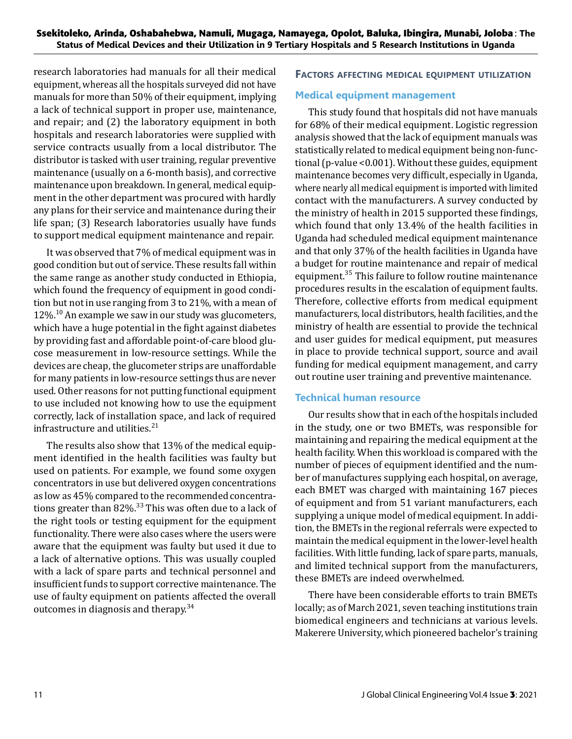research laboratories had manuals for all their medical equipment, whereas all the hospitals surveyed did not have manuals for more than 50% of their equipment, implying a lack of technical support in proper use, maintenance, and repair; and (2) the laboratory equipment in both hospitals and research laboratories were supplied with service contracts usually from a local distributor. The distributor is tasked with user training, regular preventive maintenance (usually on a 6-month basis), and corrective maintenance upon breakdown. In general, medical equipment in the other department was procured with hardly any plans for their service and maintenance during their life span; (3) Research laboratories usually have funds to support medical equipment maintenance and repair.

It was observed that 7% of medical equipment was in good condition but out of service. These results fall within the same range as another study conducted in Ethiopia, which found the frequency of equipment in good condition but not in use ranging from 3 to 21%, with a mean of 12%.[10] An example we saw in our study was glucometers, which have a huge potential in the fight against diabetes by providing fast and affordable point-of-care blood glucose measurement in low-resource settings. While the devices are cheap, the glucometer strips are unaffordable for many patients in low-resource settings thus are never used. Other reasons for not putting functional equipment to use included not knowing how to use the equipment correctly, lack of installation space, and lack of required infrastructure and utilities.[21]

The results also show that 13% of the medical equipment identified in the health facilities was faulty but used on patients. For example, we found some oxygen concentrators in use but delivered oxygen concentrations as low as 45% compared to the recommended concentrations greater than 82%.[33] This was often due to a lack of the right tools or testing equipment for the equipment functionality. There were also cases where the users were aware that the equipment was faulty but used it due to a lack of alternative options. This was usually coupled with a lack of spare parts and technical personnel and insufficient funds to support corrective maintenance. The use of faulty equipment on patients affected the overall outcomes in diagnosis and therapy.[34]

## Factors affecting medical equipment utilization

### Medical equipment management

This study found that hospitals did not have manuals for 68% of their medical equipment. Logistic regression analysis showed that the lack of equipment manuals was statistically related to medical equipment being non-functional (p-value <0.001). Without these guides, equipment maintenance becomes very difficult, especially in Uganda, where nearly all medical equipment is imported with limited contact with the manufacturers. A survey conducted by the ministry of health in 2015 supported these findings, which found that only 13.4% of the health facilities in Uganda had scheduled medical equipment maintenance and that only 37% of the health facilities in Uganda have a budget for routine maintenance and repair of medical equipment.[35] This failure to follow routine maintenance procedures results in the escalation of equipment faults. Therefore, collective efforts from medical equipment manufacturers, local distributors, health facilities, and the ministry of health are essential to provide the technical and user guides for medical equipment, put measures in place to provide technical support, source and avail funding for medical equipment management, and carry out routine user training and preventive maintenance.

### Technical human resource

Our results show that in each of the hospitals included in the study, one or two BMETs, was responsible for maintaining and repairing the medical equipment at the health facility. When this workload is compared with the number of pieces of equipment identified and the number of manufactures supplying each hospital, on average, each BMET was charged with maintaining 167 pieces of equipment and from 51 variant manufacturers, each supplying a unique model of medical equipment. In addition, the BMETs in the regional referrals were expected to maintain the medical equipment in the lower-level health facilities. With little funding, lack of spare parts, manuals, and limited technical support from the manufacturers, these BMETs are indeed overwhelmed.

There have been considerable efforts to train BMETs locally; as of March 2021, seven teaching institutions train biomedical engineers and technicians at various levels. Makerere University, which pioneered bachelor's training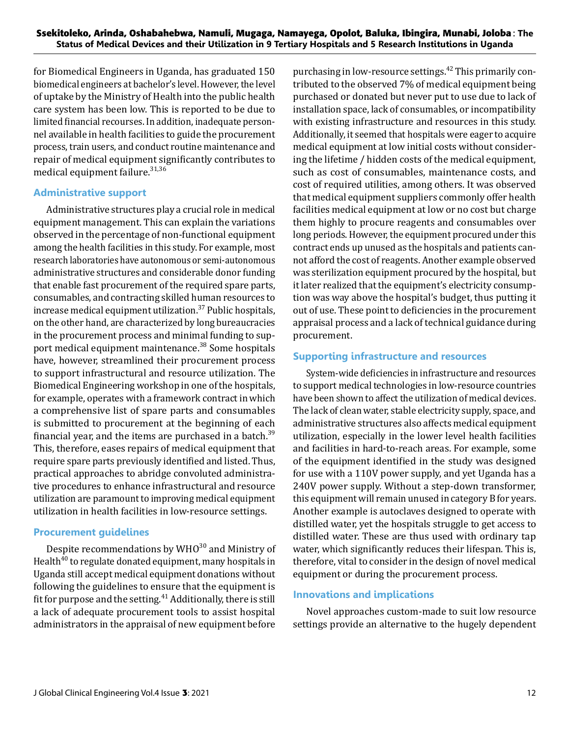for Biomedical Engineers in Uganda, has graduated 150 biomedical engineers at bachelor's level. However, the level of uptake by the Ministry of Health into the public health care system has been low. This is reported to be due to limited financial recourses. In addition, inadequate personnel available in health facilities to guide the procurement process, train users, and conduct routine maintenance and repair of medical equipment significantly contributes to medical equipment failure.[31,36]

### Administrative support

Administrative structures play a crucial role in medical equipment management. This can explain the variations observed in the percentage of non-functional equipment among the health facilities in this study. For example, most research laboratories have autonomous or semi-autonomous administrative structures and considerable donor funding that enable fast procurement of the required spare parts, consumables, and contracting skilled human resources to increase medical equipment utilization.[37] Public hospitals, on the other hand, are characterized by long bureaucracies in the procurement process and minimal funding to support medical equipment maintenance.[38] Some hospitals have, however, streamlined their procurement process to support infrastructural and resource utilization. The Biomedical Engineering workshop in one of the hospitals, for example, operates with a framework contract in which a comprehensive list of spare parts and consumables is submitted to procurement at the beginning of each financial year, and the items are purchased in a batch.[39] This, therefore, eases repairs of medical equipment that require spare parts previously identified and listed. Thus, practical approaches to abridge convoluted administrative procedures to enhance infrastructural and resource utilization are paramount to improving medical equipment utilization in health facilities in low-resource settings.

### Procurement guidelines

Despite recommendations by WHO[30] and Ministry of Health[40] to regulate donated equipment, many hospitals in Uganda still accept medical equipment donations without following the guidelines to ensure that the equipment is fit for purpose and the setting.[41] Additionally, there is still a lack of adequate procurement tools to assist hospital administrators in the appraisal of new equipment before purchasing in low-resource settings.[42] This primarily contributed to the observed 7% of medical equipment being purchased or donated but never put to use due to lack of installation space, lack of consumables, or incompatibility with existing infrastructure and resources in this study. Additionally, it seemed that hospitals were eager to acquire medical equipment at low initial costs without considering the lifetime / hidden costs of the medical equipment, such as cost of consumables, maintenance costs, and cost of required utilities, among others. It was observed that medical equipment suppliers commonly offer health facilities medical equipment at low or no cost but charge them highly to procure reagents and consumables over long periods. However, the equipment procured under this contract ends up unused as the hospitals and patients cannot afford the cost of reagents. Another example observed was sterilization equipment procured by the hospital, but it later realized that the equipment's electricity consumption was way above the hospital's budget, thus putting it out of use. These point to deficiencies in the procurement appraisal process and a lack of technical guidance during procurement.

### Supporting infrastructure and resources

System-wide deficiencies in infrastructure and resources to support medical technologies in low-resource countries have been shown to affect the utilization of medical devices. The lack of clean water, stable electricity supply, space, and administrative structures also affects medical equipment utilization, especially in the lower level health facilities and facilities in hard-to-reach areas. For example, some of the equipment identified in the study was designed for use with a 110V power supply, and yet Uganda has a 240V power supply. Without a step-down transformer, this equipment will remain unused in category B for years. Another example is autoclaves designed to operate with distilled water, yet the hospitals struggle to get access to distilled water. These are thus used with ordinary tap water, which significantly reduces their lifespan. This is, therefore, vital to consider in the design of novel medical equipment or during the procurement process.

### Innovations and implications

Novel approaches custom-made to suit low resource settings provide an alternative to the hugely dependent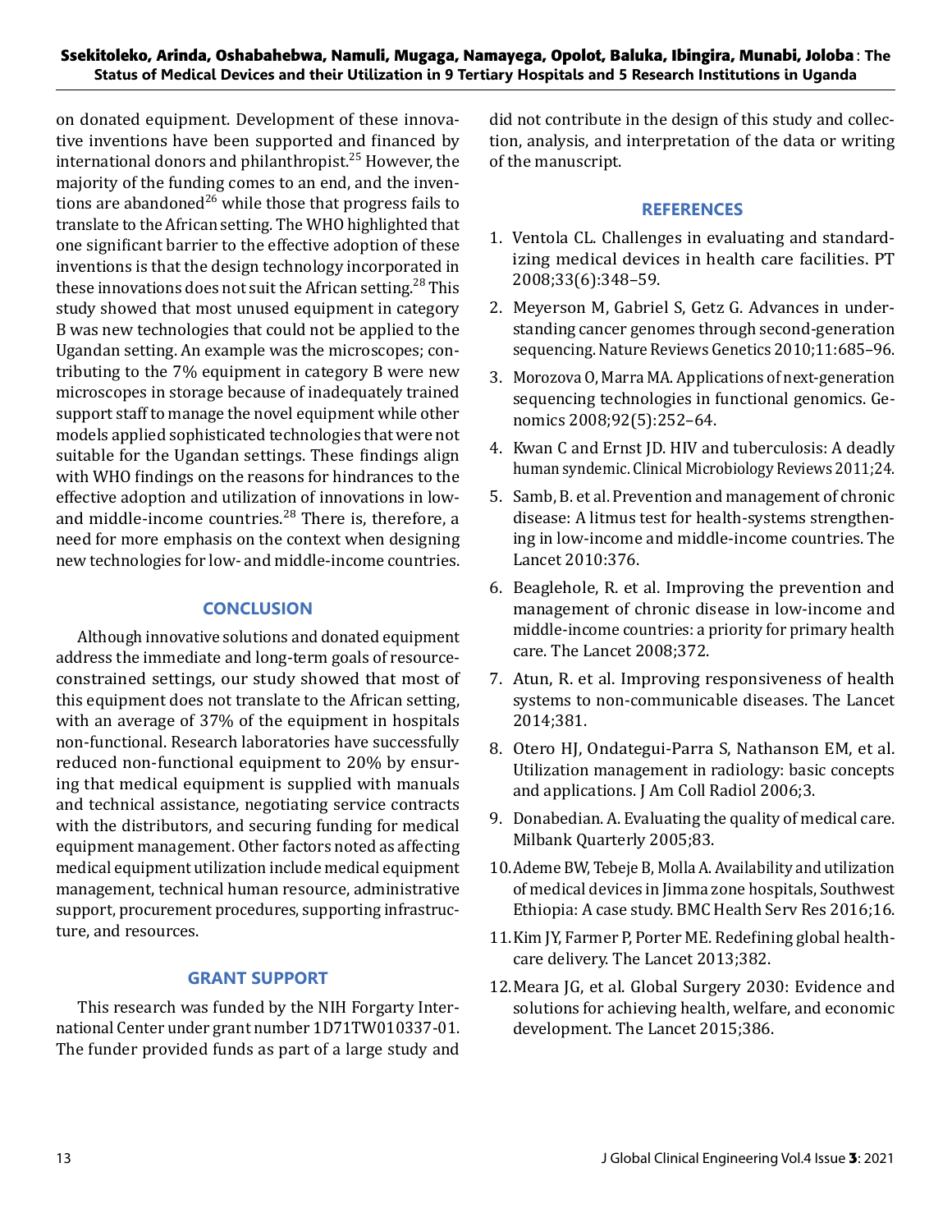on donated equipment. Development of these innovative inventions have been supported and financed by international donors and philanthropist.[25] However, the majority of the funding comes to an end, and the inventions are abandoned[26] while those that progress fails to translate to the African setting. The WHO highlighted that one significant barrier to the effective adoption of these inventions is that the design technology incorporated in these innovations does not suit the African setting.[28] This study showed that most unused equipment in category B was new technologies that could not be applied to the Ugandan setting. An example was the microscopes; contributing to the 7% equipment in category B were new microscopes in storage because of inadequately trained support staff to manage the novel equipment while other models applied sophisticated technologies that were not suitable for the Ugandan settings. These findings align with WHO findings on the reasons for hindrances to the effective adoption and utilization of innovations in low- and middle-income countries.[28] There is, therefore, a need for more emphasis on the context when designing new technologies for low- and middle-income countries.

## CONCLUSION

Although innovative solutions and donated equipment address the immediate and long-term goals of resource-constrained settings, our study showed that most of this equipment does not translate to the African setting, with an average of 37% of the equipment in hospitals non-functional. Research laboratories have successfully reduced non-functional equipment to 20% by ensuring that medical equipment is supplied with manuals and technical assistance, negotiating service contracts with the distributors, and securing funding for medical equipment management. Other factors noted as affecting medical equipment utilization include medical equipment management, technical human resource, administrative support, procurement procedures, supporting infrastructure, and resources.

## GRANT SUPPORT

This research was funded by the NIH Forgarty International Center under grant number 1D71TW010337-01. The funder provided funds as part of a large study and did not contribute in the design of this study and collection, analysis, and interpretation of the data or writing of the manuscript.

## REFERENCES

1. Ventola CL. Challenges in evaluating and standardizing medical devices in health care facilities. PT 2008;33(6):348–59.
2. Meyerson M, Gabriel S, Getz G. Advances in understanding cancer genomes through second-generation sequencing. Nature Reviews Genetics 2010;11:685–96.
3. Morozova O, Marra MA. Applications of next-generation sequencing technologies in functional genomics. Genomics 2008;92(5):252–64.
4. Kwan C and Ernst JD. HIV and tuberculosis: A deadly human syndemic. Clinical Microbiology Reviews 2011;24.
5. Samb, B. et al. Prevention and management of chronic disease: A litmus test for health-systems strengthening in low-income and middle-income countries. The Lancet 2010:376.
6. Beaglehole, R. et al. Improving the prevention and management of chronic disease in low-income and middle-income countries: a priority for primary health care. The Lancet 2008;372.
7. Atun, R. et al. Improving responsiveness of health systems to non-communicable diseases. The Lancet 2014;381.
8. Otero HJ, Ondategui-Parra S, Nathanson EM, et al. Utilization management in radiology: basic concepts and applications. J Am Coll Radiol 2006;3.
9. Donabedian. A. Evaluating the quality of medical care. Milbank Quarterly 2005;83.
10. Ademe BW, Tebeje B, Molla A. Availability and utilization of medical devices in Jimma zone hospitals, Southwest Ethiopia: A case study. BMC Health Serv Res 2016;16.
11. Kim JY, Farmer P, Porter ME. Redefining global healthcare delivery. The Lancet 2013;382.
12. Meara JG, et al. Global Surgery 2030: Evidence and solutions for achieving health, welfare, and economic development. The Lancet 2015;386.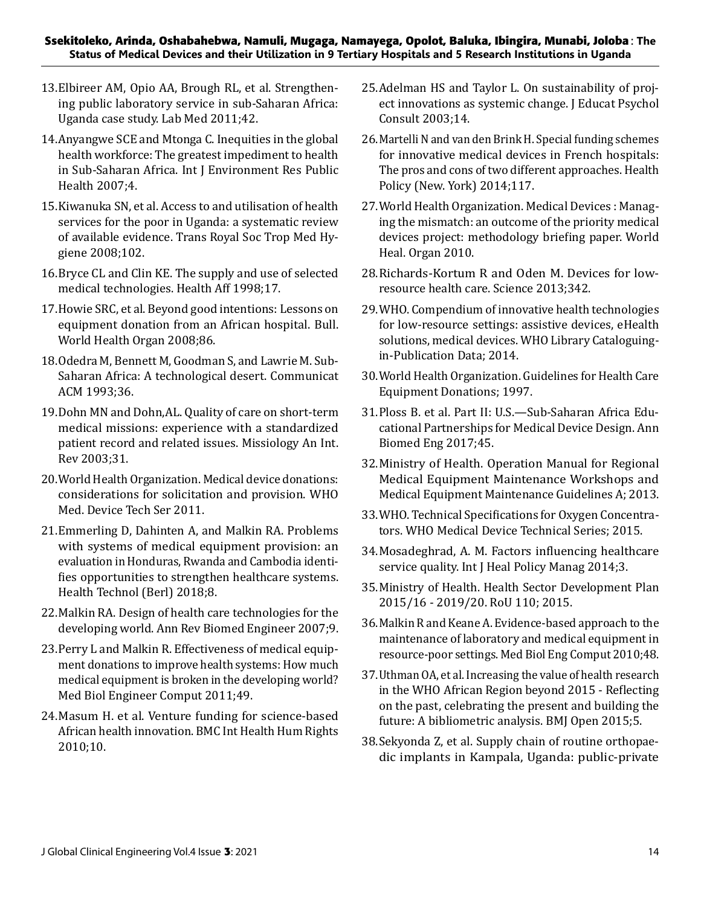13. Elbireer AM, Opio AA, Brough RL, et al. Strengthening public laboratory service in sub-Saharan Africa: Uganda case study. Lab Med 2011;42.
14. Anyangwe SCE and Mtonga C. Inequities in the global health workforce: The greatest impediment to health in Sub-Saharan Africa. Int J Environment Res Public Health 2007;4.
15. Kiwanuka SN, et al. Access to and utilisation of health services for the poor in Uganda: a systematic review of available evidence. Trans Royal Soc Trop Med Hygiene 2008;102.
16. Bryce CL and Clin KE. The supply and use of selected medical technologies. Health Aff 1998;17.
17. Howie SRC, et al. Beyond good intentions: Lessons on equipment donation from an African hospital. Bull. World Health Organ 2008;86.
18. Odedra M, Bennett M, Goodman S, and Lawrie M. Sub-Saharan Africa: A technological desert. Communicat ACM 1993;36.
19. Dohn MN and Dohn,AL. Quality of care on short-term medical missions: experience with a standardized patient record and related issues. Missiology An Int. Rev 2003;31.
20. World Health Organization. Medical device donations: considerations for solicitation and provision. WHO Med. Device Tech Ser 2011.
21. Emmerling D, Dahinten A, and Malkin RA. Problems with systems of medical equipment provision: an evaluation in Honduras, Rwanda and Cambodia identifies opportunities to strengthen healthcare systems. Health Technol (Berl) 2018;8.
22. Malkin RA. Design of health care technologies for the developing world. Ann Rev Biomed Engineer 2007;9.
23. Perry L and Malkin R. Effectiveness of medical equipment donations to improve health systems: How much medical equipment is broken in the developing world? Med Biol Engineer Comput 2011;49.
24. Masum H. et al. Venture funding for science-based African health innovation. BMC Int Health Hum Rights 2010;10.
25. Adelman HS and Taylor L. On sustainability of project innovations as systemic change. J Educat Psychol Consult 2003;14.
26. Martelli N and van den Brink H. Special funding schemes for innovative medical devices in French hospitals: The pros and cons of two different approaches. Health Policy (New. York) 2014;117.
27. World Health Organization. Medical Devices : Managing the mismatch: an outcome of the priority medical devices project: methodology briefing paper. World Heal. Organ 2010.
28. Richards-Kortum R and Oden M. Devices for low-resource health care. Science 2013;342.
29. WHO. Compendium of innovative health technologies for low-resource settings: assistive devices, eHealth solutions, medical devices. WHO Library Cataloguing-in-Publication Data; 2014.
30. World Health Organization. Guidelines for Health Care Equipment Donations; 1997.
31. Ploss B. et al. Part II: U.S.—Sub-Saharan Africa Educational Partnerships for Medical Device Design. Ann Biomed Eng 2017;45.
32. Ministry of Health. Operation Manual for Regional Medical Equipment Maintenance Workshops and Medical Equipment Maintenance Guidelines A; 2013.
33. WHO. Technical Specifications for Oxygen Concentrators. WHO Medical Device Technical Series; 2015.
34. Mosadeghrad, A. M. Factors influencing healthcare service quality. Int J Heal Policy Manag 2014;3.
35. Ministry of Health. Health Sector Development Plan 2015/16 - 2019/20. RoU 110; 2015.
36. Malkin R and Keane A. Evidence-based approach to the maintenance of laboratory and medical equipment in resource-poor settings. Med Biol Eng Comput 2010;48.
37. Uthman OA, et al. Increasing the value of health research in the WHO African Region beyond 2015 - Reflecting on the past, celebrating the present and building the future: A bibliometric analysis. BMJ Open 2015;5.
38. Sekyonda Z, et al. Supply chain of routine orthopaedic implants in Kampala, Uganda: public-private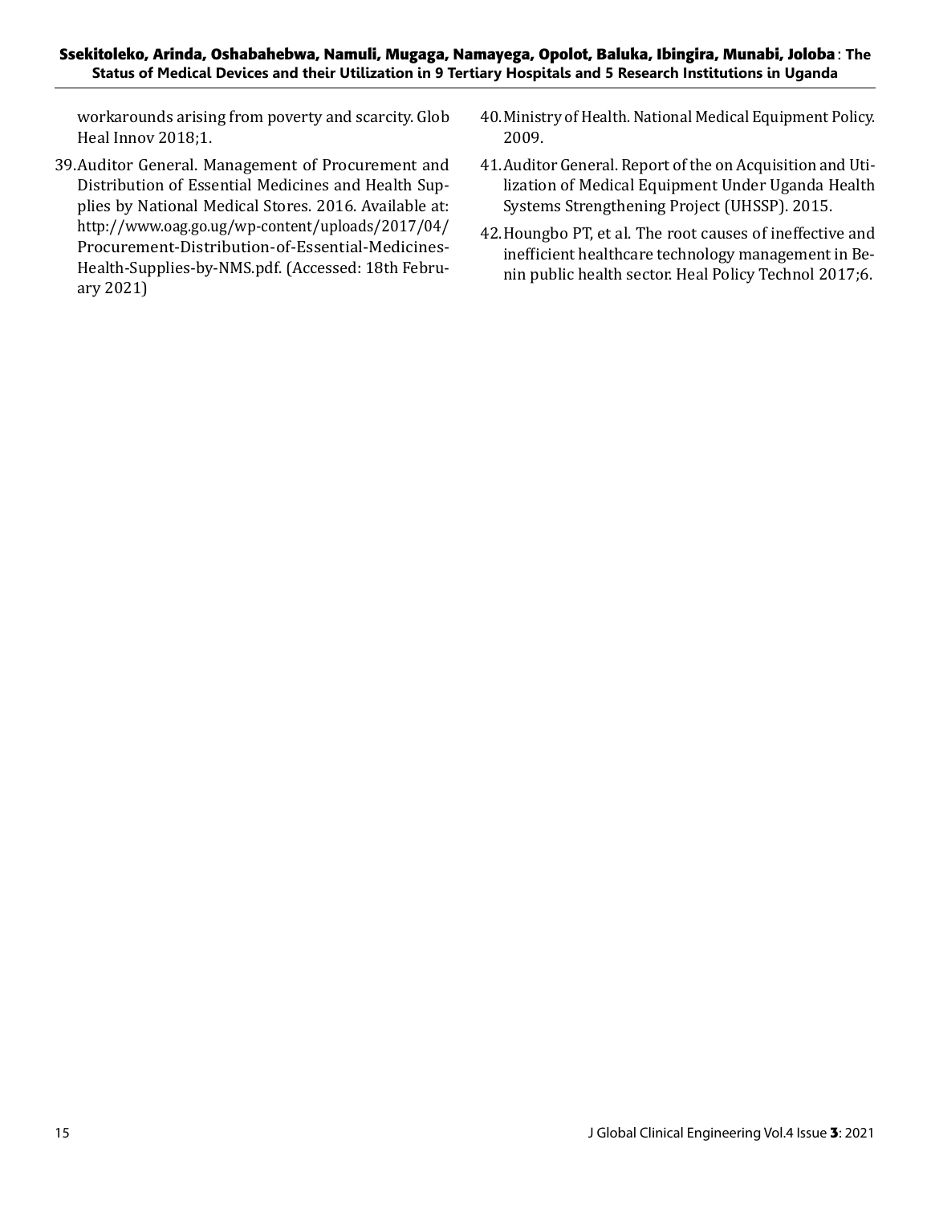workarounds arising from poverty and scarcity. Glob Heal Innov 2018;1.

39. Auditor General. Management of Procurement and Distribution of Essential Medicines and Health Supplies by National Medical Stores. 2016. Available at: http://www.oag.go.ug/wp-content/uploads/2017/04/Procurement-Distribution-of-Essential-Medicines-Health-Supplies-by-NMS.pdf. (Accessed: 18th February 2021)

40. Ministry of Health. National Medical Equipment Policy. 2009.

41. Auditor General. Report of the on Acquisition and Utilization of Medical Equipment Under Uganda Health Systems Strengthening Project (UHSSP). 2015.

42. Houngbo PT, et al. The root causes of ineffective and inefficient healthcare technology management in Benin public health sector. Heal Policy Technol 2017;6.